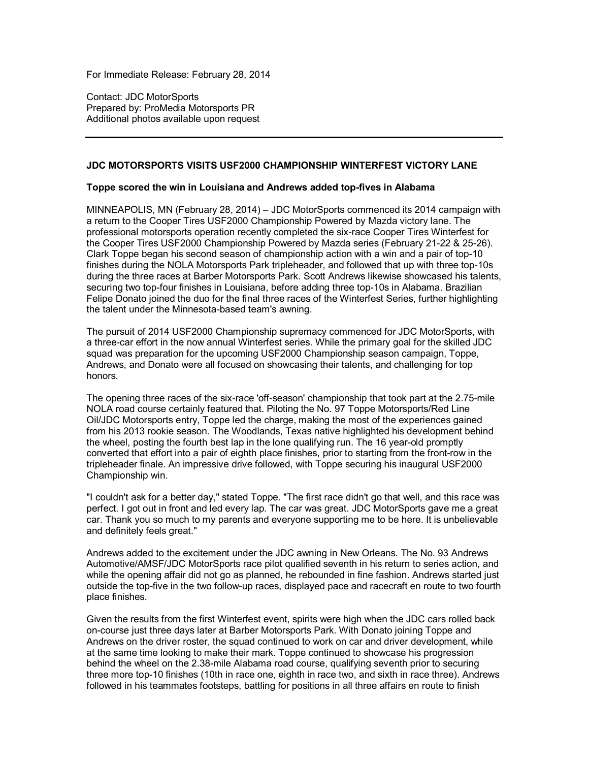For Immediate Release: February 28, 2014

Contact: JDC MotorSports
Prepared by: ProMedia Motorsports PR
Additional photos available upon request

---

**JDC MOTORSPORTS VISITS USF2000 CHAMPIONSHIP WINTERFEST VICTORY LANE**

**Toppe scored the win in Louisiana and Andrews added top-fives in Alabama**

MINNEAPOLIS, MN (February 28, 2014) – JDC MotorSports commenced its 2014 campaign with a return to the Cooper Tires USF2000 Championship Powered by Mazda victory lane. The professional motorsports operation recently completed the six-race Cooper Tires Winterfest for the Cooper Tires USF2000 Championship Powered by Mazda series (February 21-22 & 25-26). Clark Toppe began his second season of championship action with a win and a pair of top-10 finishes during the NOLA Motorsports Park tripleheader, and followed that up with three top-10s during the three races at Barber Motorsports Park. Scott Andrews likewise showcased his talents, securing two top-four finishes in Louisiana, before adding three top-10s in Alabama. Brazilian Felipe Donato joined the duo for the final three races of the Winterfest Series, further highlighting the talent under the Minnesota-based team's awning.

The pursuit of 2014 USF2000 Championship supremacy commenced for JDC MotorSports, with a three-car effort in the now annual Winterfest series. While the primary goal for the skilled JDC squad was preparation for the upcoming USF2000 Championship season campaign, Toppe, Andrews, and Donato were all focused on showcasing their talents, and challenging for top honors.

The opening three races of the six-race 'off-season' championship that took part at the 2.75-mile NOLA road course certainly featured that. Piloting the No. 97 Toppe Motorsports/Red Line Oil/JDC Motorsports entry, Toppe led the charge, making the most of the experiences gained from his 2013 rookie season. The Woodlands, Texas native highlighted his development behind the wheel, posting the fourth best lap in the lone qualifying run. The 16 year-old promptly converted that effort into a pair of eighth place finishes, prior to starting from the front-row in the tripleheader finale. An impressive drive followed, with Toppe securing his inaugural USF2000 Championship win.

"I couldn't ask for a better day," stated Toppe. "The first race didn't go that well, and this race was perfect. I got out in front and led every lap. The car was great. JDC MotorSports gave me a great car. Thank you so much to my parents and everyone supporting me to be here. It is unbelievable and definitely feels great."

Andrews added to the excitement under the JDC awning in New Orleans. The No. 93 Andrews Automotive/AMSF/JDC MotorSports race pilot qualified seventh in his return to series action, and while the opening affair did not go as planned, he rebounded in fine fashion. Andrews started just outside the top-five in the two follow-up races, displayed pace and racecraft en route to two fourth place finishes.

Given the results from the first Winterfest event, spirits were high when the JDC cars rolled back on-course just three days later at Barber Motorsports Park. With Donato joining Toppe and Andrews on the driver roster, the squad continued to work on car and driver development, while at the same time looking to make their mark. Toppe continued to showcase his progression behind the wheel on the 2.38-mile Alabama road course, qualifying seventh prior to securing three more top-10 finishes (10th in race one, eighth in race two, and sixth in race three). Andrews followed in his teammates footsteps, battling for positions in all three affairs en route to finish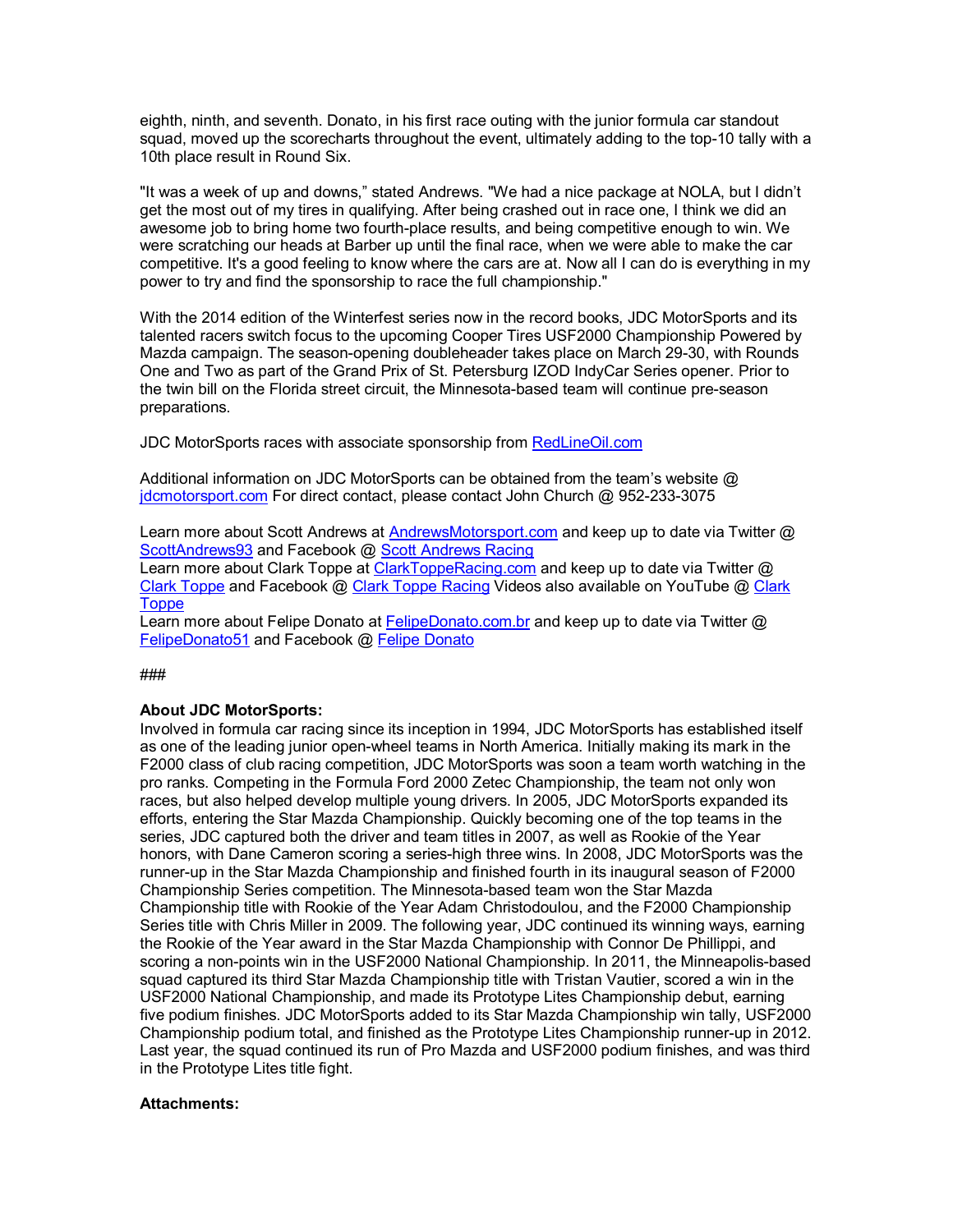eighth, ninth, and seventh. Donato, in his first race outing with the junior formula car standout squad, moved up the scorecharts throughout the event, ultimately adding to the top-10 tally with a 10th place result in Round Six.

"It was a week of up and downs," stated Andrews. "We had a nice package at NOLA, but I didn't get the most out of my tires in qualifying. After being crashed out in race one, I think we did an awesome job to bring home two fourth-place results, and being competitive enough to win. We were scratching our heads at Barber up until the final race, when we were able to make the car competitive. It's a good feeling to know where the cars are at. Now all I can do is everything in my power to try and find the sponsorship to race the full championship."

With the 2014 edition of the Winterfest series now in the record books, JDC MotorSports and its talented racers switch focus to the upcoming Cooper Tires USF2000 Championship Powered by Mazda campaign. The season-opening doubleheader takes place on March 29-30, with Rounds One and Two as part of the Grand Prix of St. Petersburg IZOD IndyCar Series opener. Prior to the twin bill on the Florida street circuit, the Minnesota-based team will continue pre-season preparations.

JDC MotorSports races with associate sponsorship from [RedLineOil.com](RedLineOil.com)

Additional information on JDC MotorSports can be obtained from the team's website @ [jdcmotorsport.com](jdcmotorsport.com) For direct contact, please contact John Church @ 952-233-3075

Learn more about Scott Andrews at [AndrewsMotorsport.com](AndrewsMotorsport.com) and keep up to date via Twitter @ [ScottAndrews93](ScottAndrews93) and Facebook @ [Scott Andrews Racing](Scott Andrews Racing)
Learn more about Clark Toppe at [ClarkToppeRacing.com](ClarkToppeRacing.com) and keep up to date via Twitter @ [Clark Toppe](Clark Toppe) and Facebook @ [Clark Toppe Racing](Clark Toppe Racing) Videos also available on YouTube @ [Clark Toppe](Clark Toppe)
Learn more about Felipe Donato at [FelipeDonato.com.br](FelipeDonato.com.br) and keep up to date via Twitter @ [FelipeDonato51](FelipeDonato51) and Facebook @ [Felipe Donato](Felipe Donato)

###

**About JDC MotorSports:**
Involved in formula car racing since its inception in 1994, JDC MotorSports has established itself as one of the leading junior open-wheel teams in North America. Initially making its mark in the F2000 class of club racing competition, JDC MotorSports was soon a team worth watching in the pro ranks. Competing in the Formula Ford 2000 Zetec Championship, the team not only won races, but also helped develop multiple young drivers. In 2005, JDC MotorSports expanded its efforts, entering the Star Mazda Championship. Quickly becoming one of the top teams in the series, JDC captured both the driver and team titles in 2007, as well as Rookie of the Year honors, with Dane Cameron scoring a series-high three wins. In 2008, JDC MotorSports was the runner-up in the Star Mazda Championship and finished fourth in its inaugural season of F2000 Championship Series competition. The Minnesota-based team won the Star Mazda Championship title with Rookie of the Year Adam Christodoulou, and the F2000 Championship Series title with Chris Miller in 2009. The following year, JDC continued its winning ways, earning the Rookie of the Year award in the Star Mazda Championship with Connor De Phillippi, and scoring a non-points win in the USF2000 National Championship. In 2011, the Minneapolis-based squad captured its third Star Mazda Championship title with Tristan Vautier, scored a win in the USF2000 National Championship, and made its Prototype Lites Championship debut, earning five podium finishes. JDC MotorSports added to its Star Mazda Championship win tally, USF2000 Championship podium total, and finished as the Prototype Lites Championship runner-up in 2012. Last year, the squad continued its run of Pro Mazda and USF2000 podium finishes, and was third in the Prototype Lites title fight.

**Attachments:**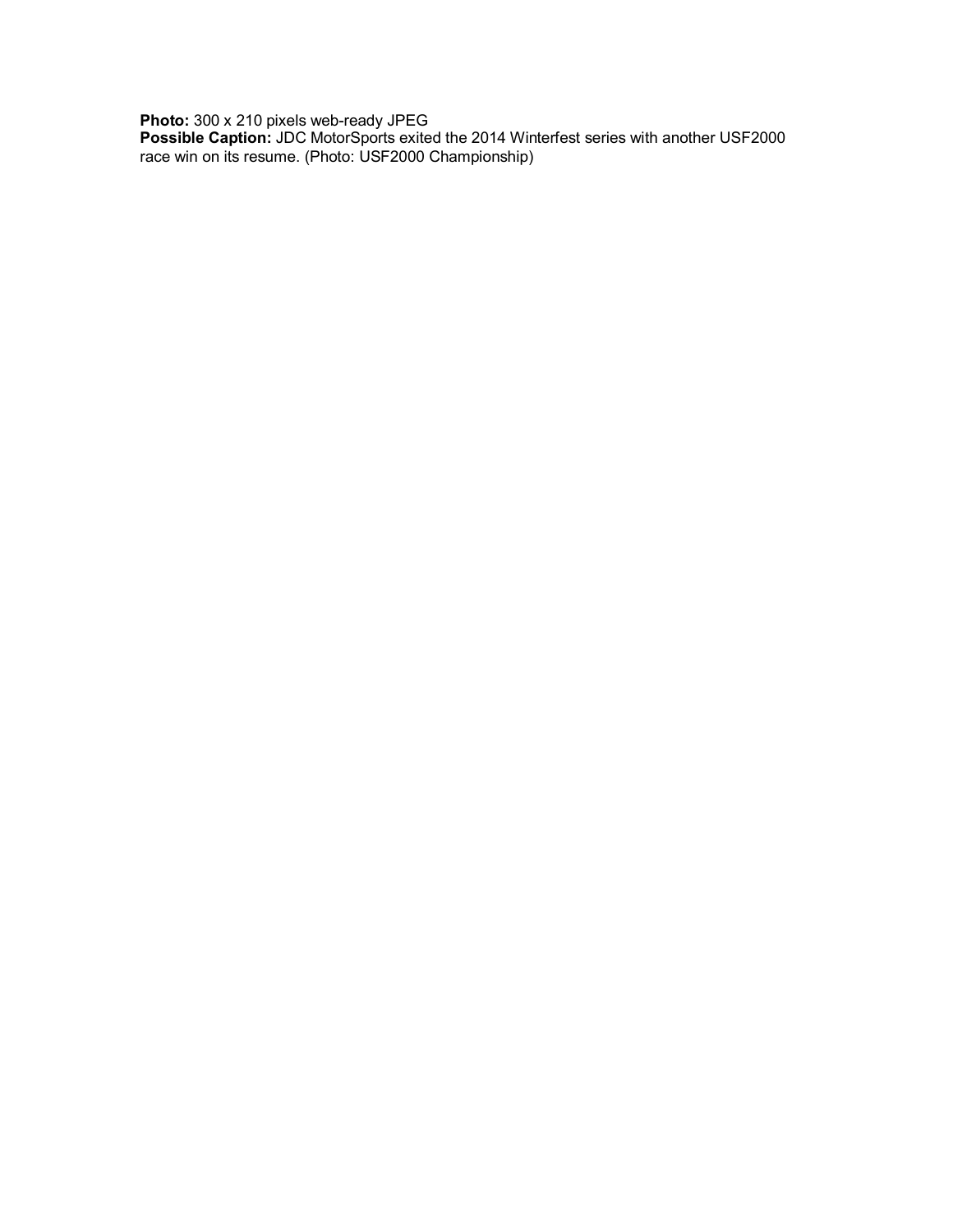**Photo:** 300 x 210 pixels web-ready JPEG
**Possible Caption:** JDC MotorSports exited the 2014 Winterfest series with another USF2000 race win on its resume. (Photo: USF2000 Championship)